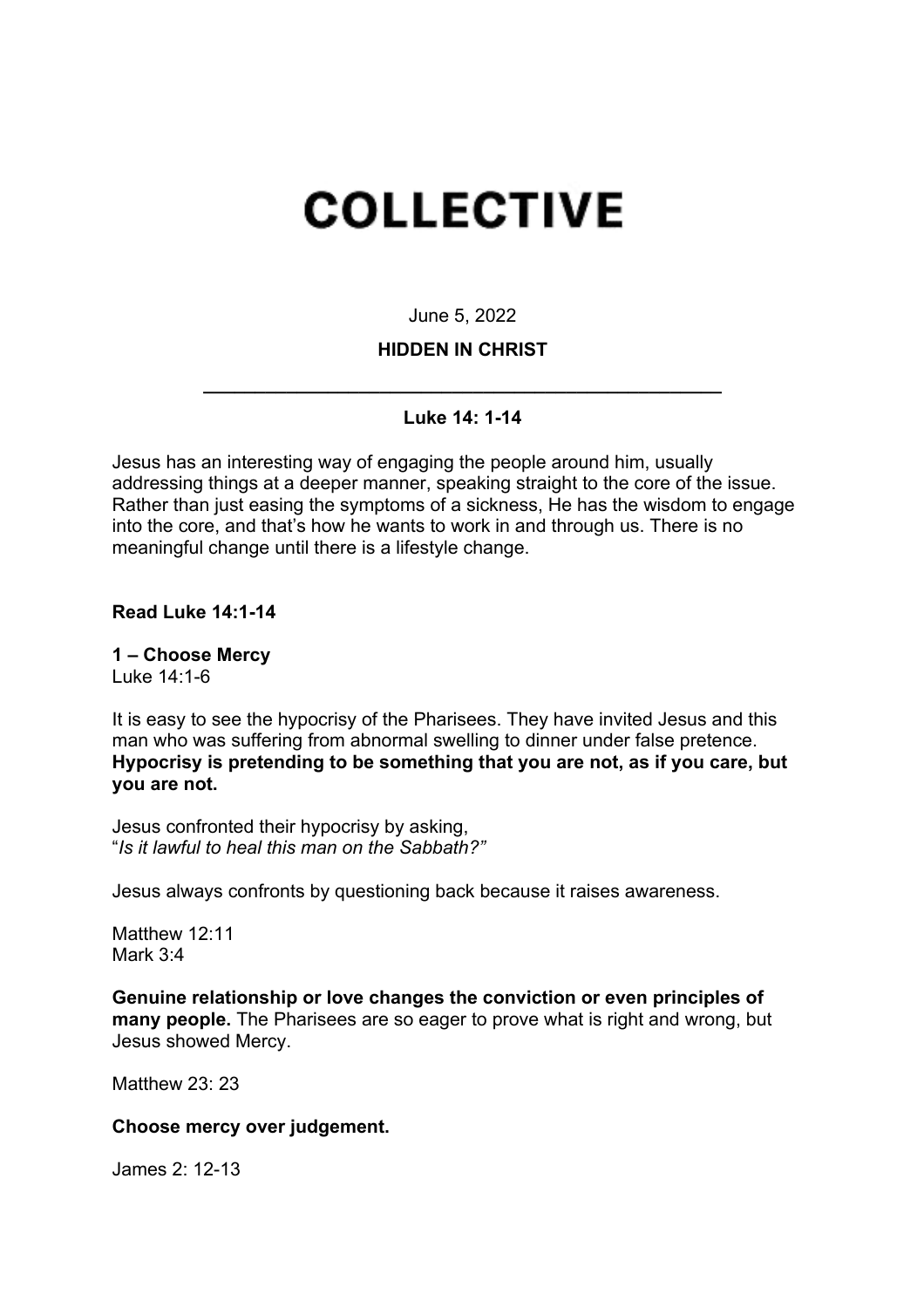# COLLECTIVE

June 5, 2022

**HIDDEN IN CHRIST**

---

**Luke 14: 1-14**

Jesus has an interesting way of engaging the people around him, usually addressing things at a deeper manner, speaking straight to the core of the issue. Rather than just easing the symptoms of a sickness, He has the wisdom to engage into the core, and that's how he wants to work in and through us. There is no meaningful change until there is a lifestyle change.

**Read Luke 14:1-14**

**1 – Choose Mercy**
Luke 14:1-6

It is easy to see the hypocrisy of the Pharisees. They have invited Jesus and this man who was suffering from abnormal swelling to dinner under false pretence. **Hypocrisy is pretending to be something that you are not, as if you care, but you are not.**

Jesus confronted their hypocrisy by asking,
"*Is it lawful to heal this man on the Sabbath?"*

Jesus always confronts by questioning back because it raises awareness.

Matthew 12:11
Mark 3:4

**Genuine relationship or love changes the conviction or even principles of many people.** The Pharisees are so eager to prove what is right and wrong, but Jesus showed Mercy.

Matthew 23: 23

**Choose mercy over judgement.**

James 2: 12-13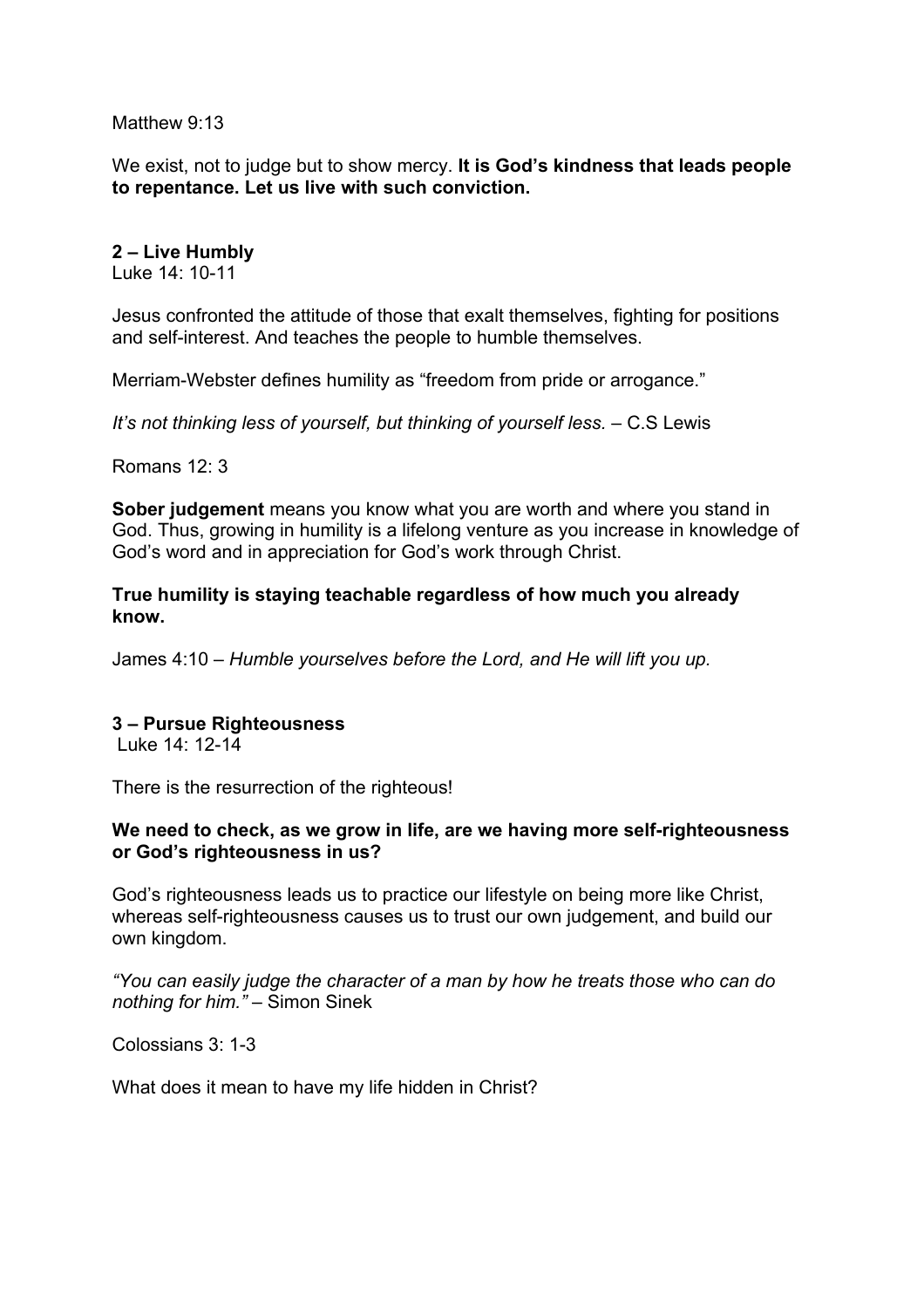Matthew 9:13

We exist, not to judge but to show mercy. **It is God's kindness that leads people to repentance. Let us live with such conviction.**

**2 – Live Humbly**

Luke 14: 10-11

Jesus confronted the attitude of those that exalt themselves, fighting for positions and self-interest. And teaches the people to humble themselves.

Merriam-Webster defines humility as "freedom from pride or arrogance."

*It's not thinking less of yourself, but thinking of yourself less.* – C.S Lewis

Romans 12: 3

**Sober judgement** means you know what you are worth and where you stand in God. Thus, growing in humility is a lifelong venture as you increase in knowledge of God's word and in appreciation for God's work through Christ.

**True humility is staying teachable regardless of how much you already know.**

James 4:10 – *Humble yourselves before the Lord, and He will lift you up.*

**3 – Pursue Righteousness**

Luke 14: 12-14

There is the resurrection of the righteous!

**We need to check, as we grow in life, are we having more self-righteousness or God's righteousness in us?**

God's righteousness leads us to practice our lifestyle on being more like Christ, whereas self-righteousness causes us to trust our own judgement, and build our own kingdom.

*"You can easily judge the character of a man by how he treats those who can do nothing for him."* – Simon Sinek

Colossians 3: 1-3

What does it mean to have my life hidden in Christ?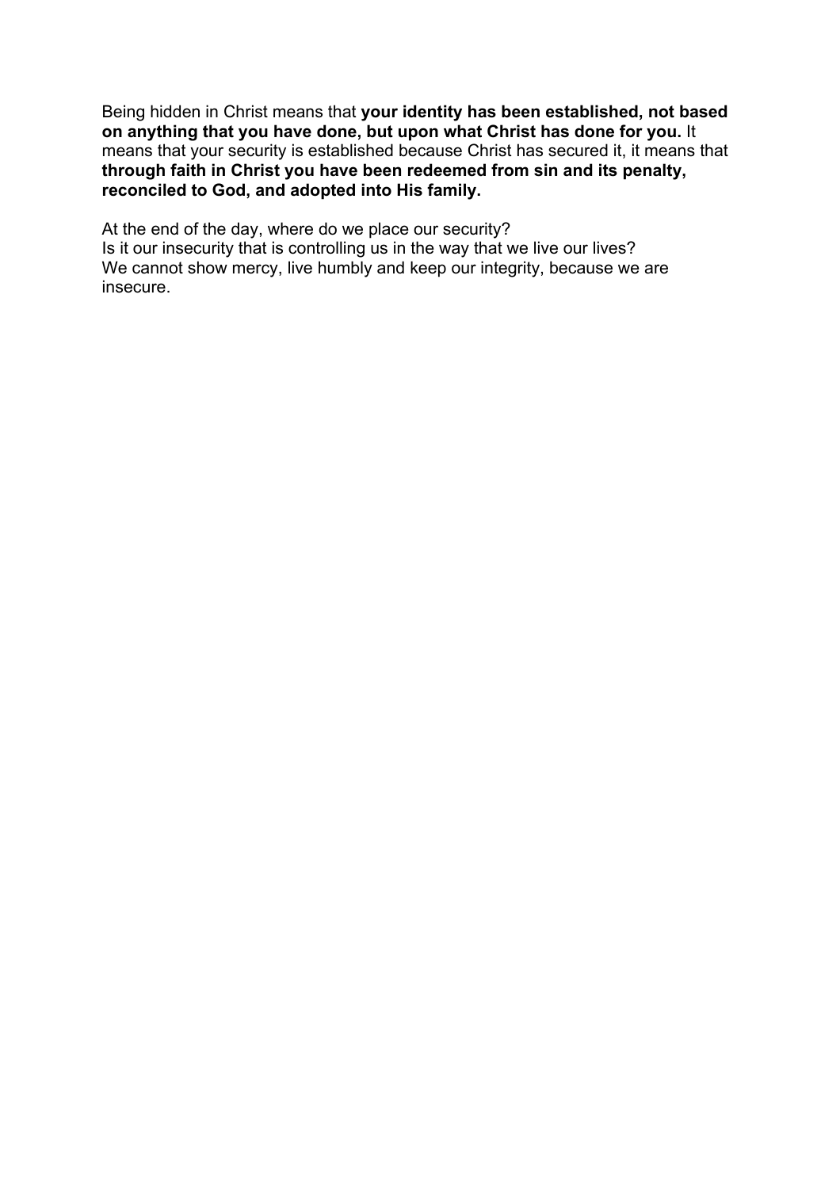Being hidden in Christ means that **your identity has been established, not based on anything that you have done, but upon what Christ has done for you.** It means that your security is established because Christ has secured it, it means that **through faith in Christ you have been redeemed from sin and its penalty, reconciled to God, and adopted into His family.**

At the end of the day, where do we place our security?
Is it our insecurity that is controlling us in the way that we live our lives?
We cannot show mercy, live humbly and keep our integrity, because we are insecure.